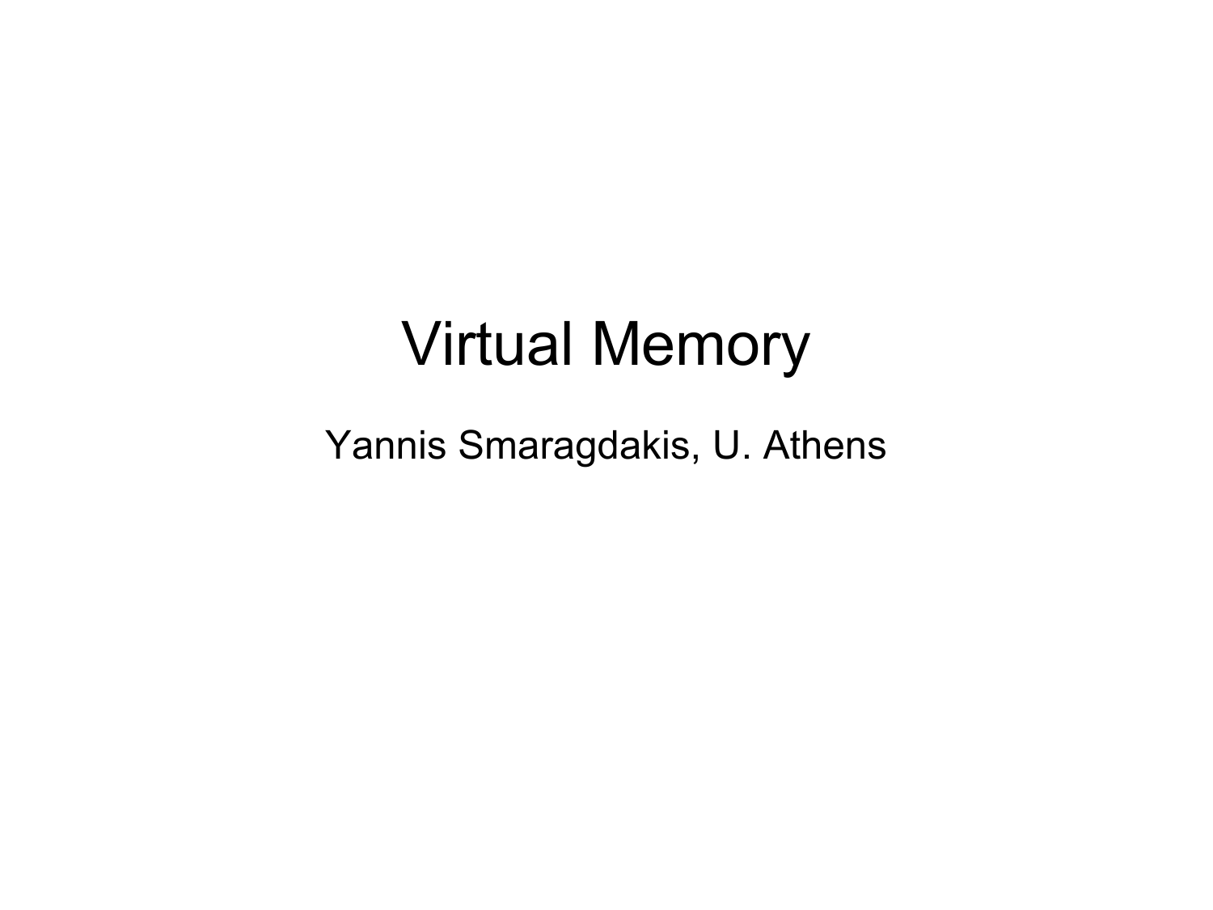# Virtual Memory

Yannis Smaragdakis, U. Athens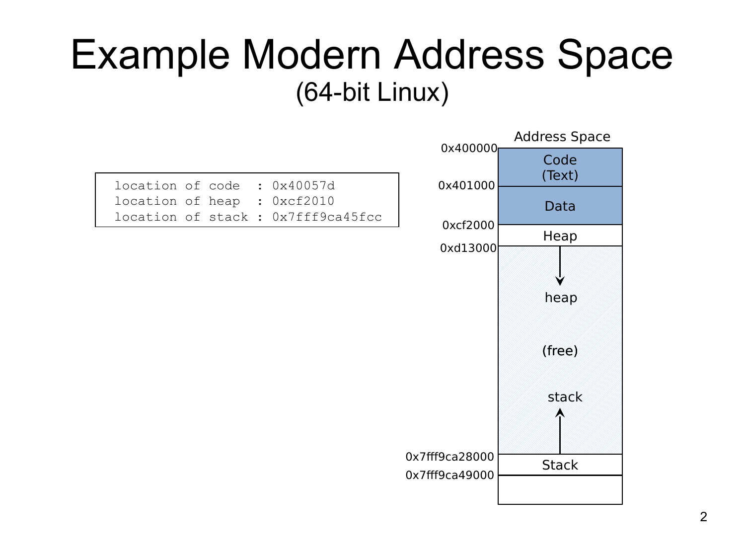# Example Modern Address Space

## (64-bit Linux)

```
location of code  : 0x40057d
location of heap  : 0xcf2010
location of stack : 0x7fff9ca45fcc
```

Address Space

| Address | Region |
| --- | --- |
| 0x400000 | Code (Text) |
| 0x401000 | Data |
| 0xcf2000 | Heap |
| 0xd13000 | heap ↓ (free) stack ↑ |
| 0x7fff9ca28000 | Stack |
| 0x7fff9ca49000 | |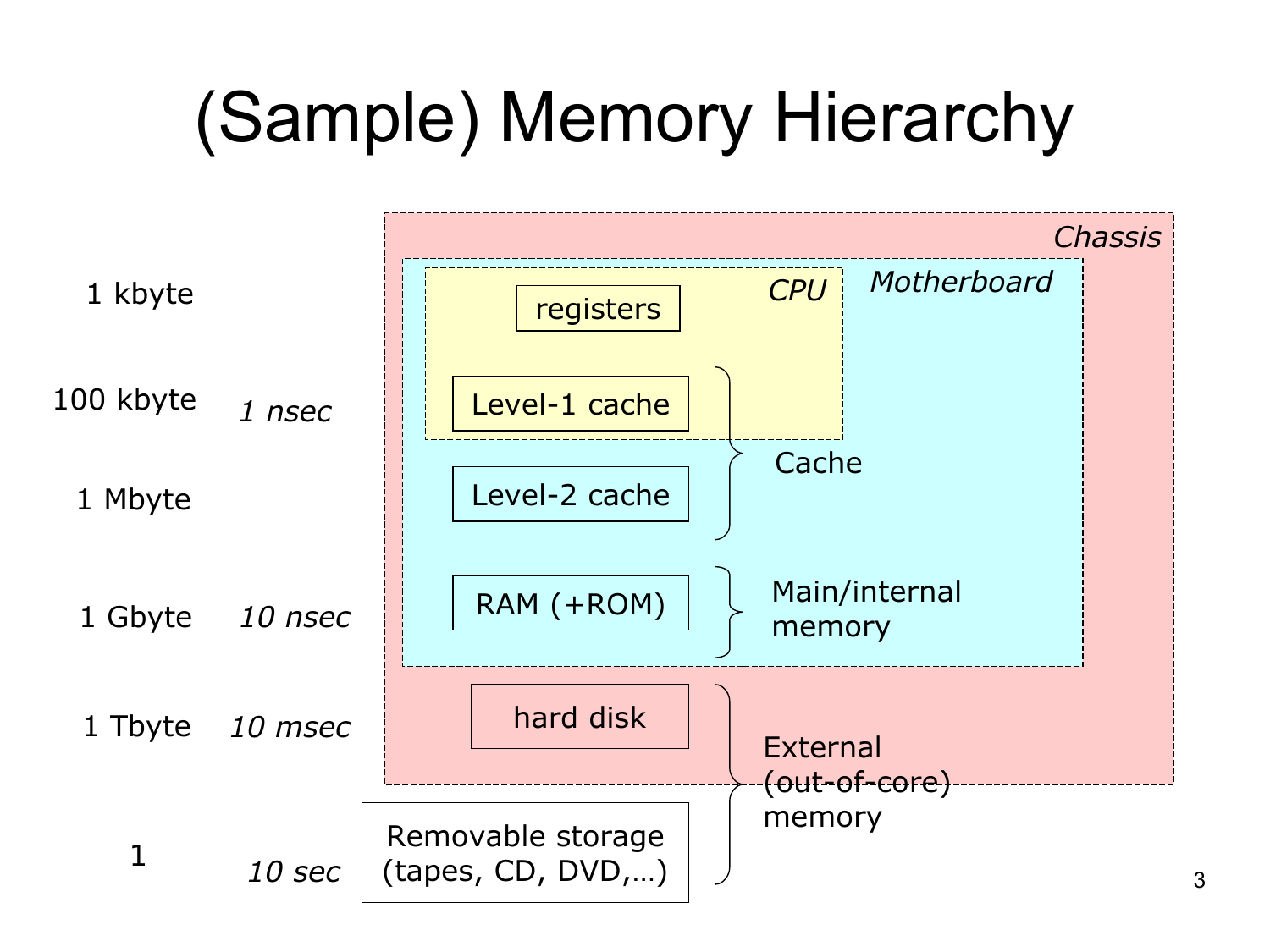# (Sample) Memory Hierarchy

| Size | Access time | Level | Location | Category |
|---|---|---|---|---|
| 1 kbyte | | registers | CPU (Motherboard, Chassis) | |
| 100 kbyte | *1 nsec* | Level-1 cache | CPU (Motherboard, Chassis) | Cache |
| 1 Mbyte | | Level-2 cache | Motherboard (Chassis) | Cache |
| 1 Gbyte | *10 nsec* | RAM (+ROM) | Motherboard (Chassis) | Main/internal memory |
| 1 Tbyte | *10 msec* | hard disk | Chassis | External (out-of-core) memory |
| 1 | *10 sec* | Removable storage (tapes, CD, DVD,…) | | External (out-of-core) memory |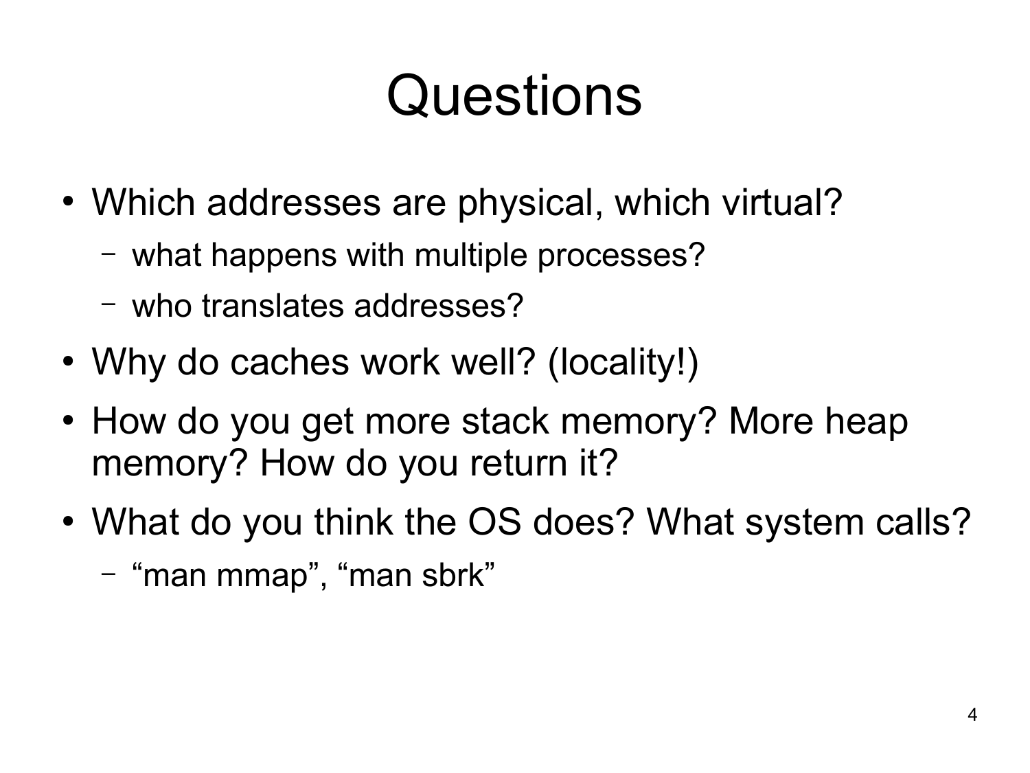# Questions

- Which addresses are physical, which virtual?
  - what happens with multiple processes?
  - who translates addresses?
- Why do caches work well? (locality!)
- How do you get more stack memory? More heap memory? How do you return it?
- What do you think the OS does? What system calls?
  - "man mmap", "man sbrk"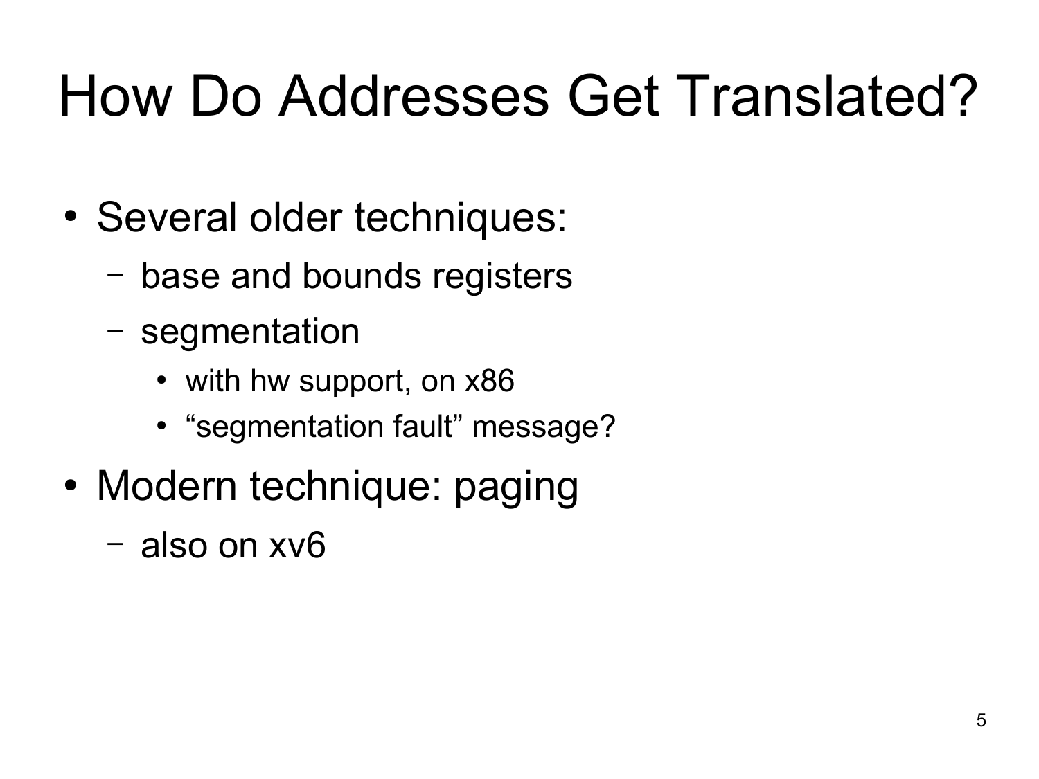# How Do Addresses Get Translated?

- Several older techniques:
  - base and bounds registers
  - segmentation
    - with hw support, on x86
    - “segmentation fault” message?
- Modern technique: paging
  - also on xv6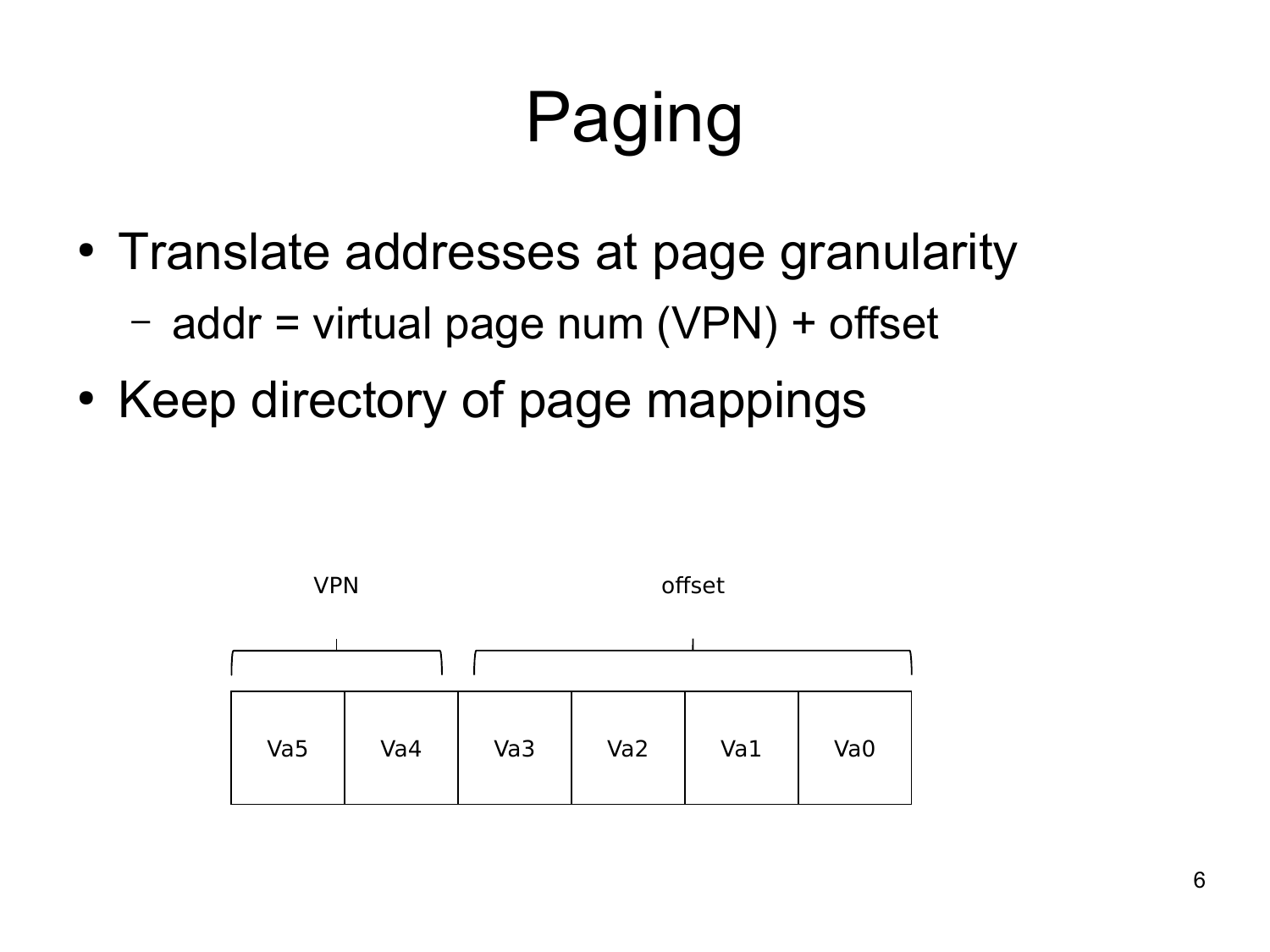# Paging

- Translate addresses at page granularity
  - addr = virtual page num (VPN) + offset
- Keep directory of page mappings

| VPN | | offset | | | |
|---|---|---|---|---|---|
| Va5 | Va4 | Va3 | Va2 | Va1 | Va0 |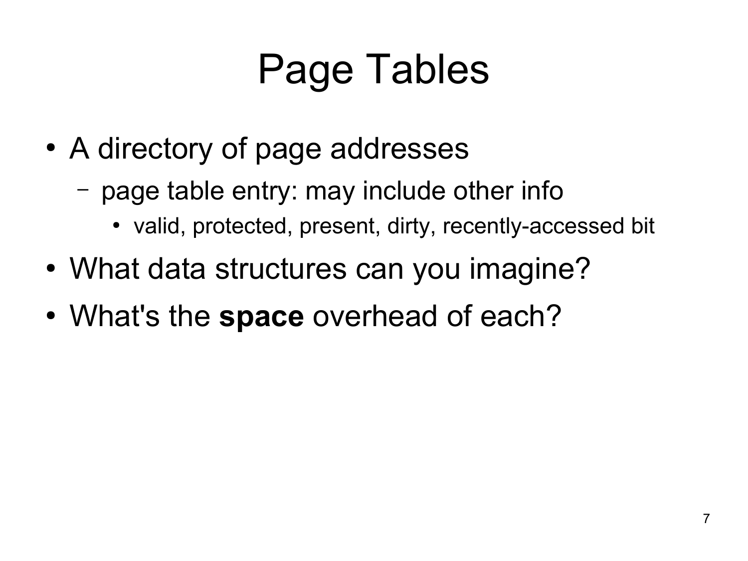# Page Tables

- A directory of page addresses
  - page table entry: may include other info
    - valid, protected, present, dirty, recently-accessed bit
- What data structures can you imagine?
- What's the **space** overhead of each?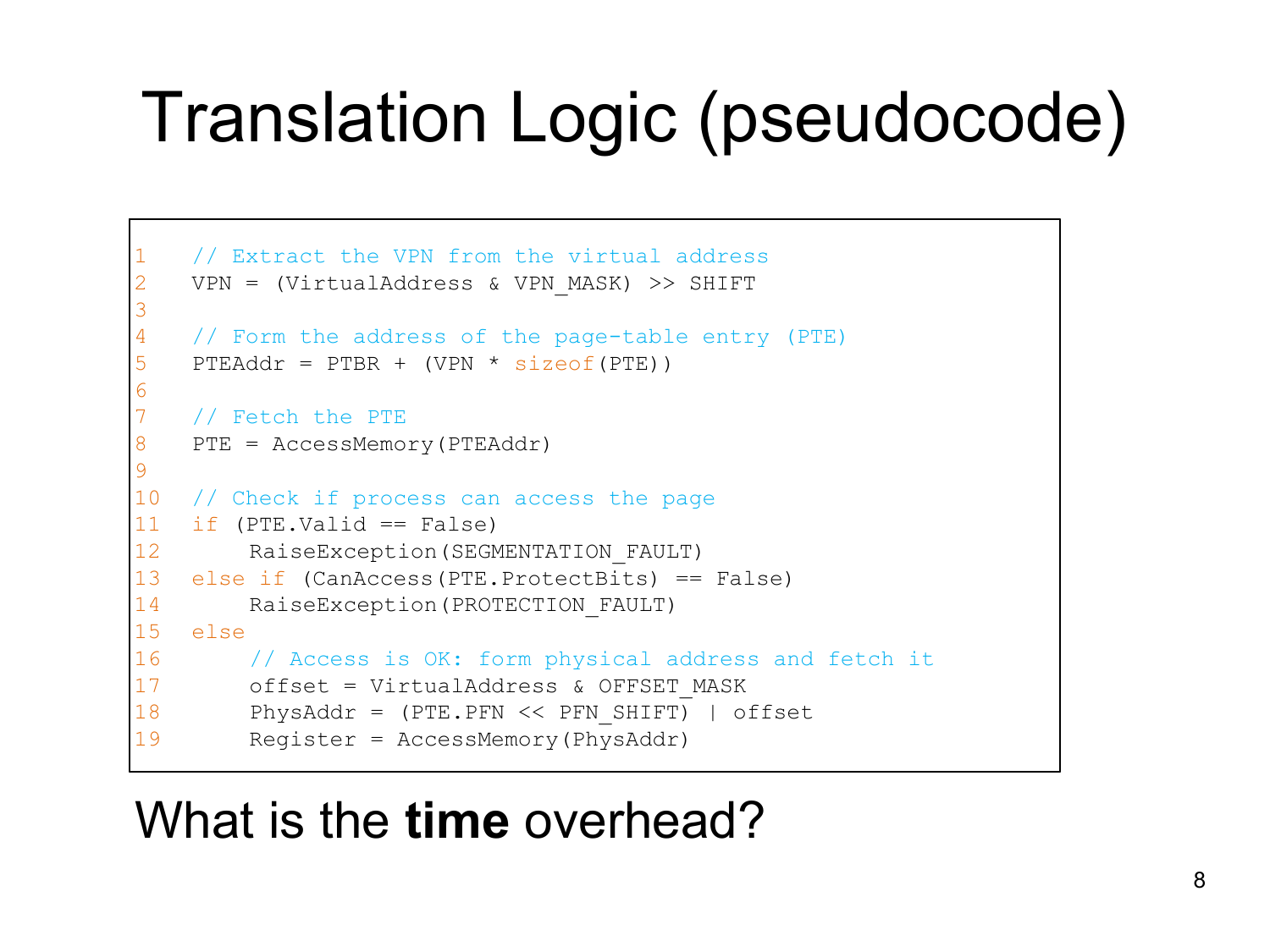# Translation Logic (pseudocode)

```
1   // Extract the VPN from the virtual address
2   VPN = (VirtualAddress & VPN_MASK) >> SHIFT
3
4   // Form the address of the page-table entry (PTE)
5   PTEAddr = PTBR + (VPN * sizeof(PTE))
6
7   // Fetch the PTE
8   PTE = AccessMemory(PTEAddr)
9
10  // Check if process can access the page
11  if (PTE.Valid == False)
12      RaiseException(SEGMENTATION_FAULT)
13  else if (CanAccess(PTE.ProtectBits) == False)
14      RaiseException(PROTECTION_FAULT)
15  else
16      // Access is OK: form physical address and fetch it
17      offset = VirtualAddress & OFFSET_MASK
18      PhysAddr = (PTE.PFN << PFN_SHIFT) | offset
19      Register = AccessMemory(PhysAddr)
```

What is the **time** overhead?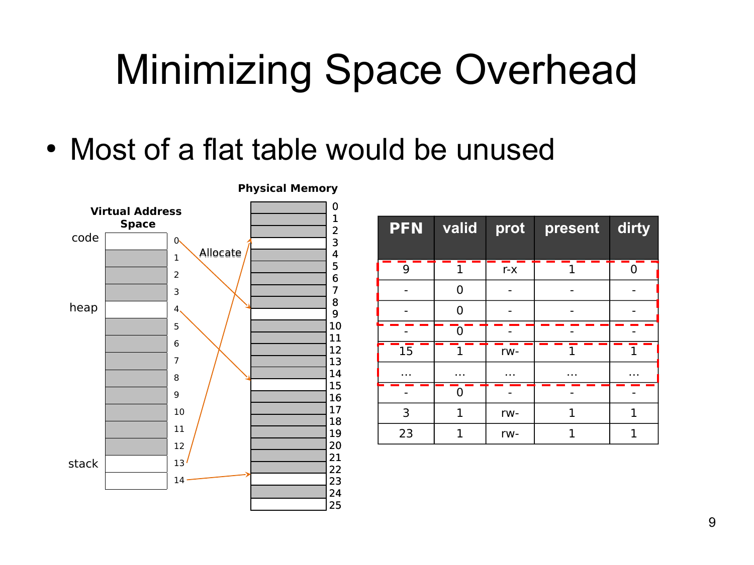# Minimizing Space Overhead

- Most of a flat table would be unused

| PFN | valid | prot | present | dirty |
|---|---|---|---|---|
| 9 | 1 | r-x | 1 | 0 |
| - | 0 | - | - | - |
| - | 0 | - | - | - |
| - | 0 | - | - | - |
| 15 | 1 | rw- | 1 | 1 |
| … | … | … | … | … |
| - | 0 | - | - | - |
| 3 | 1 | rw- | 1 | 1 |
| 23 | 1 | rw- | 1 | 1 |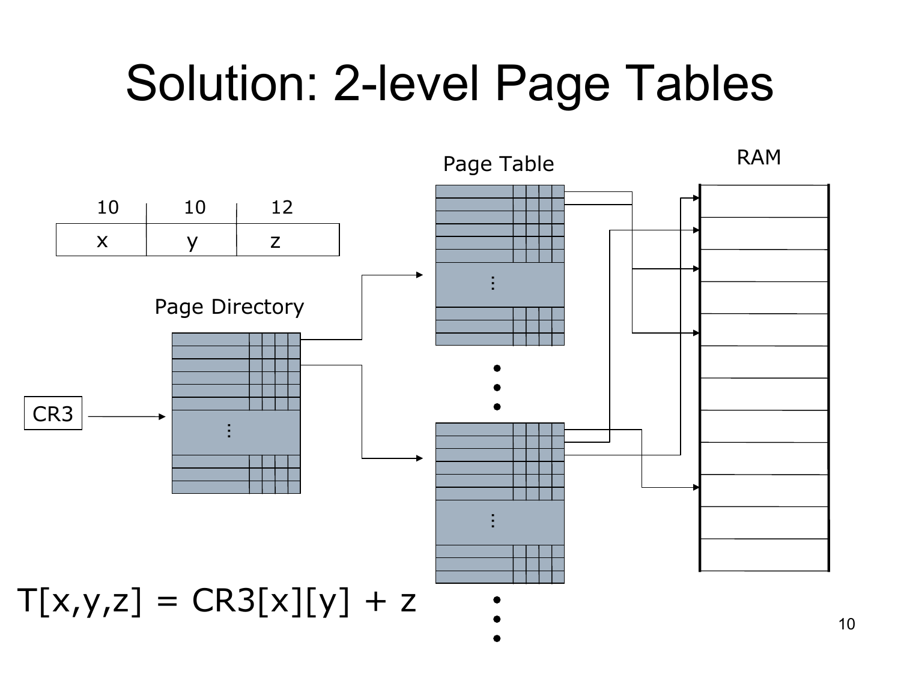# Solution: 2-level Page Tables

| 10 | 10 | 12 |
|---|---|---|
| x | y | z |

Page Directory

Page Table

RAM

CR3

$$T[x,y,z] = CR3[x][y] + z$$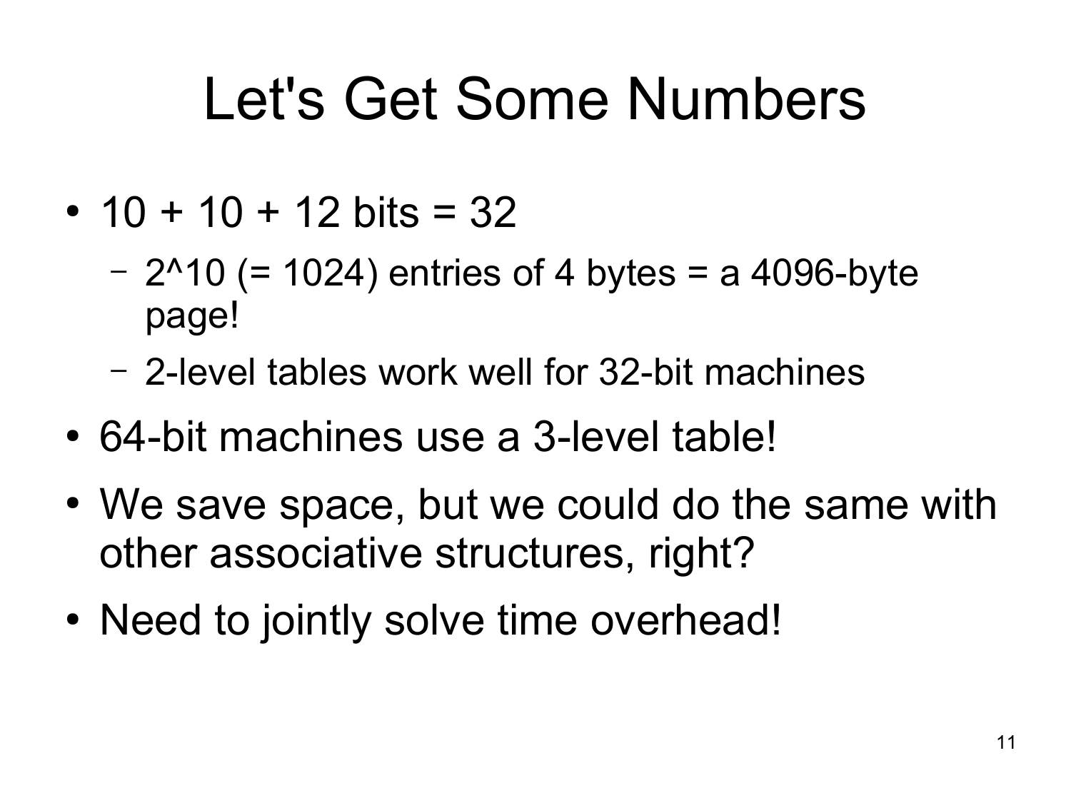# Let's Get Some Numbers

- 10 + 10 + 12 bits = 32
  - 2^10 (= 1024) entries of 4 bytes = a 4096-byte page!
  - 2-level tables work well for 32-bit machines
- 64-bit machines use a 3-level table!
- We save space, but we could do the same with other associative structures, right?
- Need to jointly solve time overhead!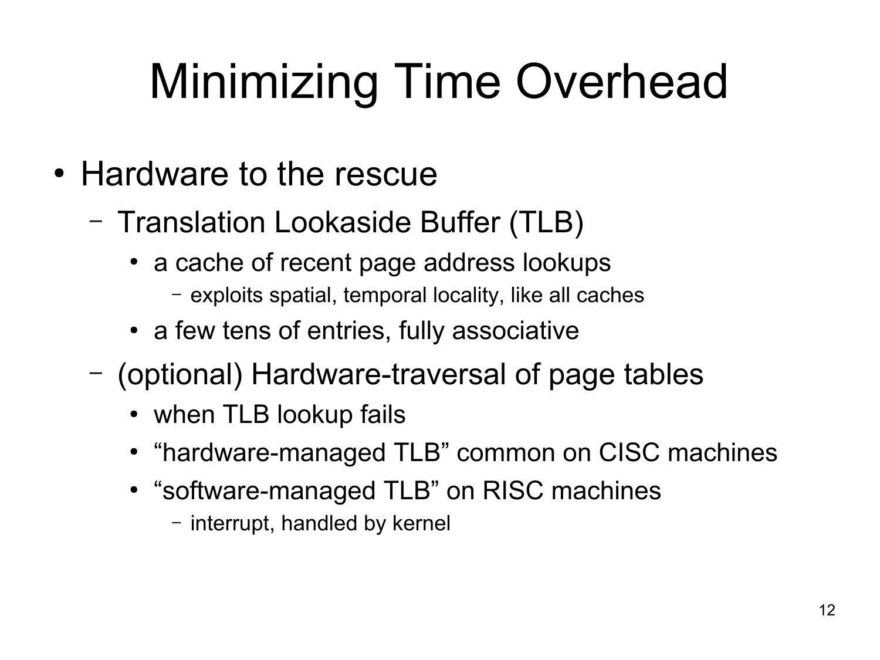# Minimizing Time Overhead

- Hardware to the rescue
  - Translation Lookaside Buffer (TLB)
    - a cache of recent page address lookups
      - exploits spatial, temporal locality, like all caches
    - a few tens of entries, fully associative
  - (optional) Hardware-traversal of page tables
    - when TLB lookup fails
    - “hardware-managed TLB” common on CISC machines
    - “software-managed TLB” on RISC machines
      - interrupt, handled by kernel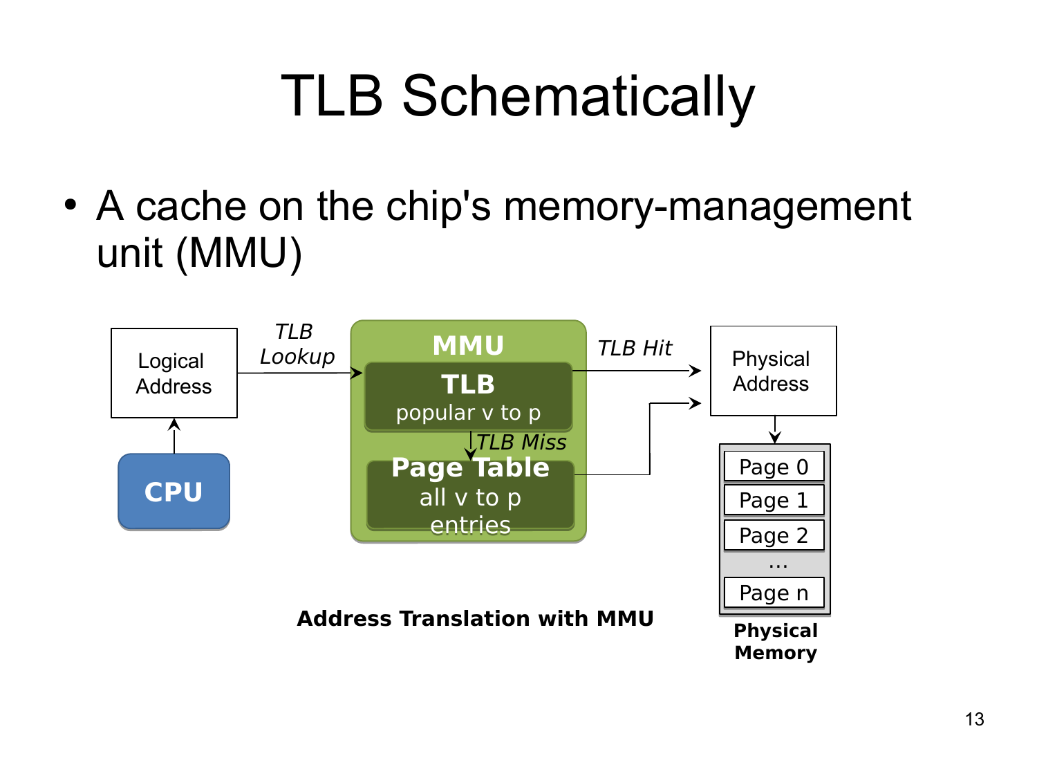# TLB Schematically

- A cache on the chip's memory-management unit (MMU)

Logical Address

TLB Lookup

CPU

MMU

TLB
popular v to p

TLB Miss

Page Table
all v to p entries

TLB Hit

Physical Address

Page 0
Page 1
Page 2
...
Page n

**Physical Memory**

**Address Translation with MMU**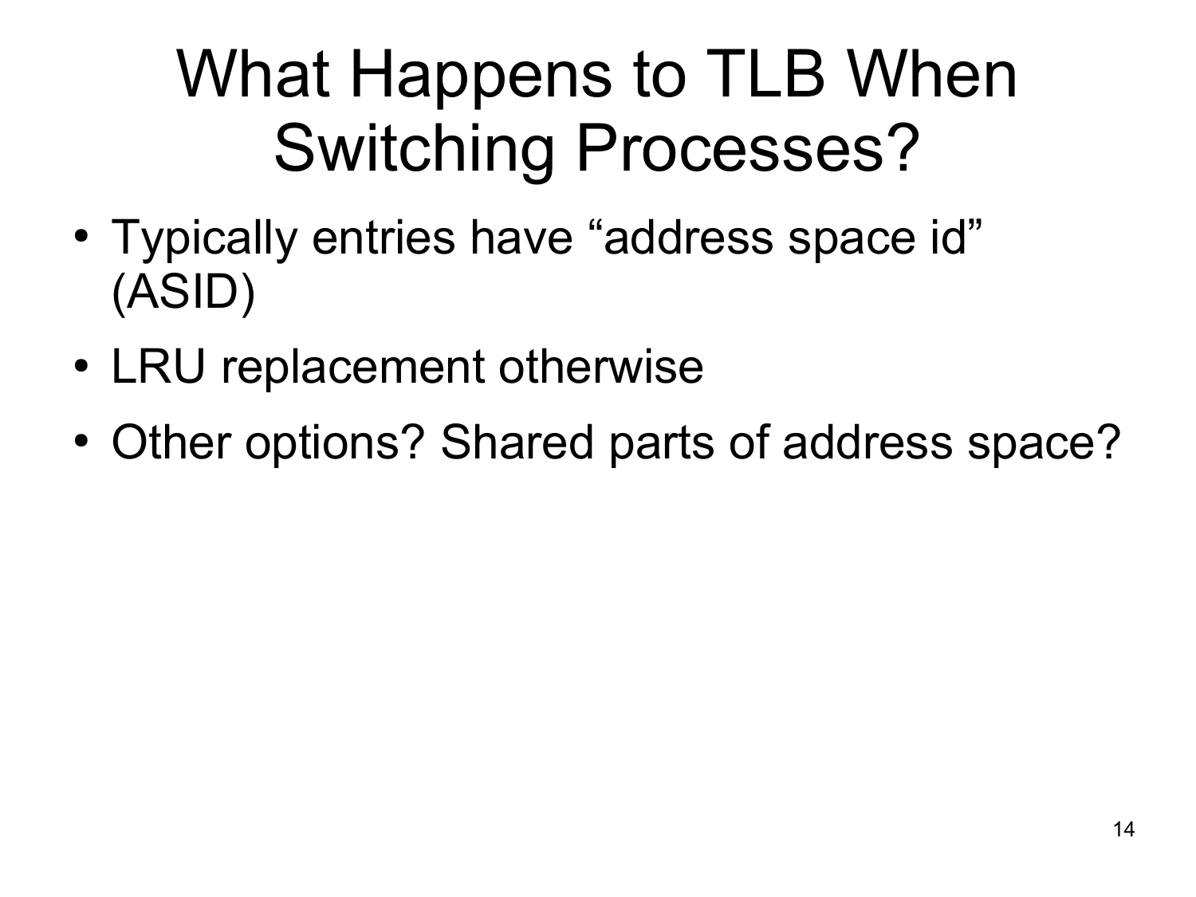# What Happens to TLB When Switching Processes?

- Typically entries have “address space id” (ASID)
- LRU replacement otherwise
- Other options? Shared parts of address space?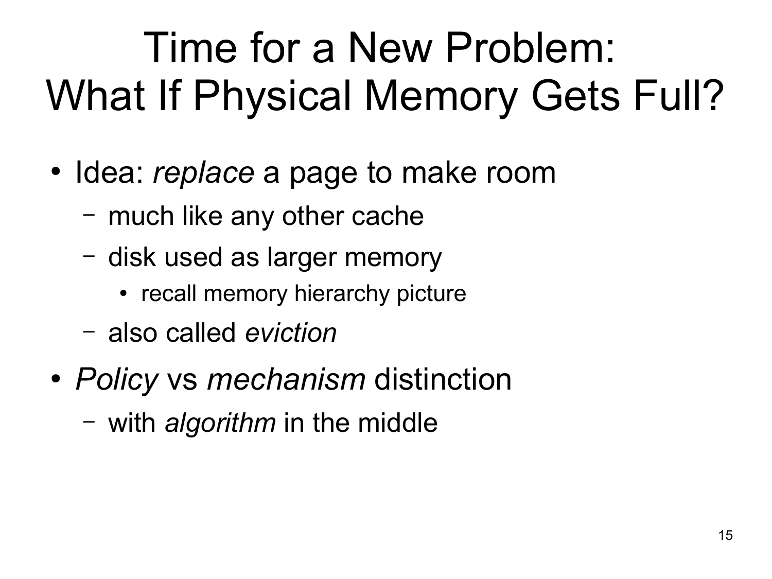# Time for a New Problem: What If Physical Memory Gets Full?

- Idea: *replace* a page to make room
  - much like any other cache
  - disk used as larger memory
    - recall memory hierarchy picture
  - also called *eviction*
- *Policy* vs *mechanism* distinction
  - with *algorithm* in the middle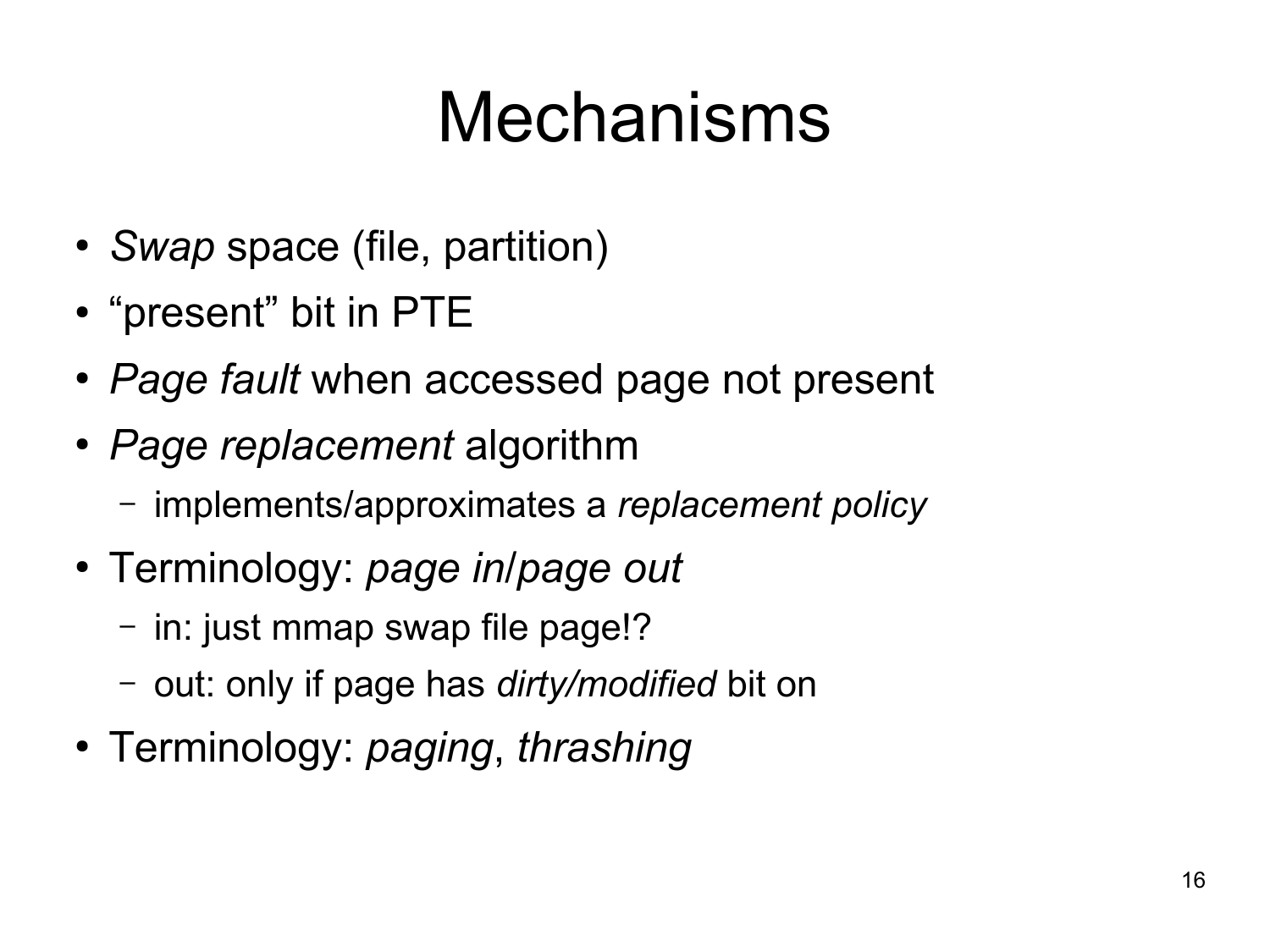# Mechanisms

- *Swap* space (file, partition)
- "present" bit in PTE
- *Page fault* when accessed page not present
- *Page replacement* algorithm
  - implements/approximates a *replacement policy*
- Terminology: *page in*/*page out*
  - in: just mmap swap file page!?
  - out: only if page has *dirty/modified* bit on
- Terminology: *paging*, *thrashing*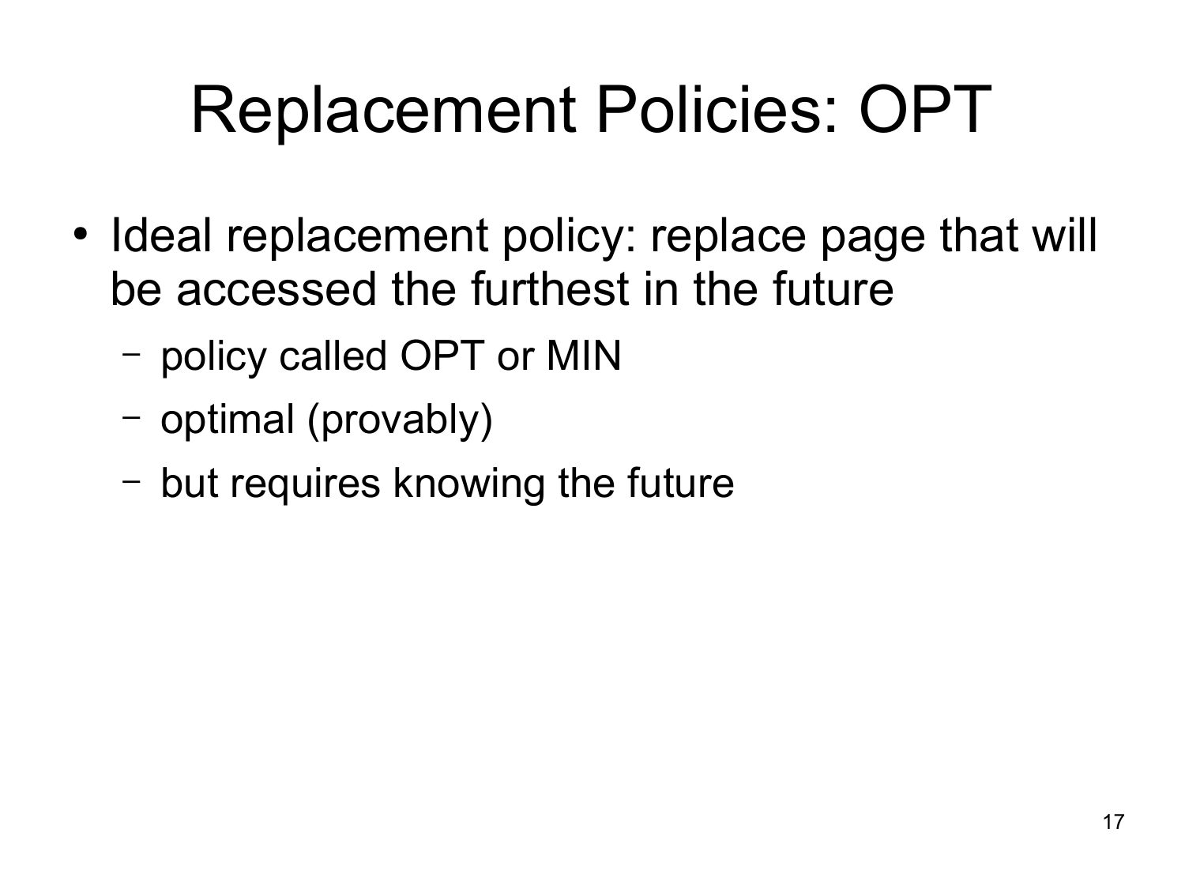# Replacement Policies: OPT

- Ideal replacement policy: replace page that will be accessed the furthest in the future
  - policy called OPT or MIN
  - optimal (provably)
  - but requires knowing the future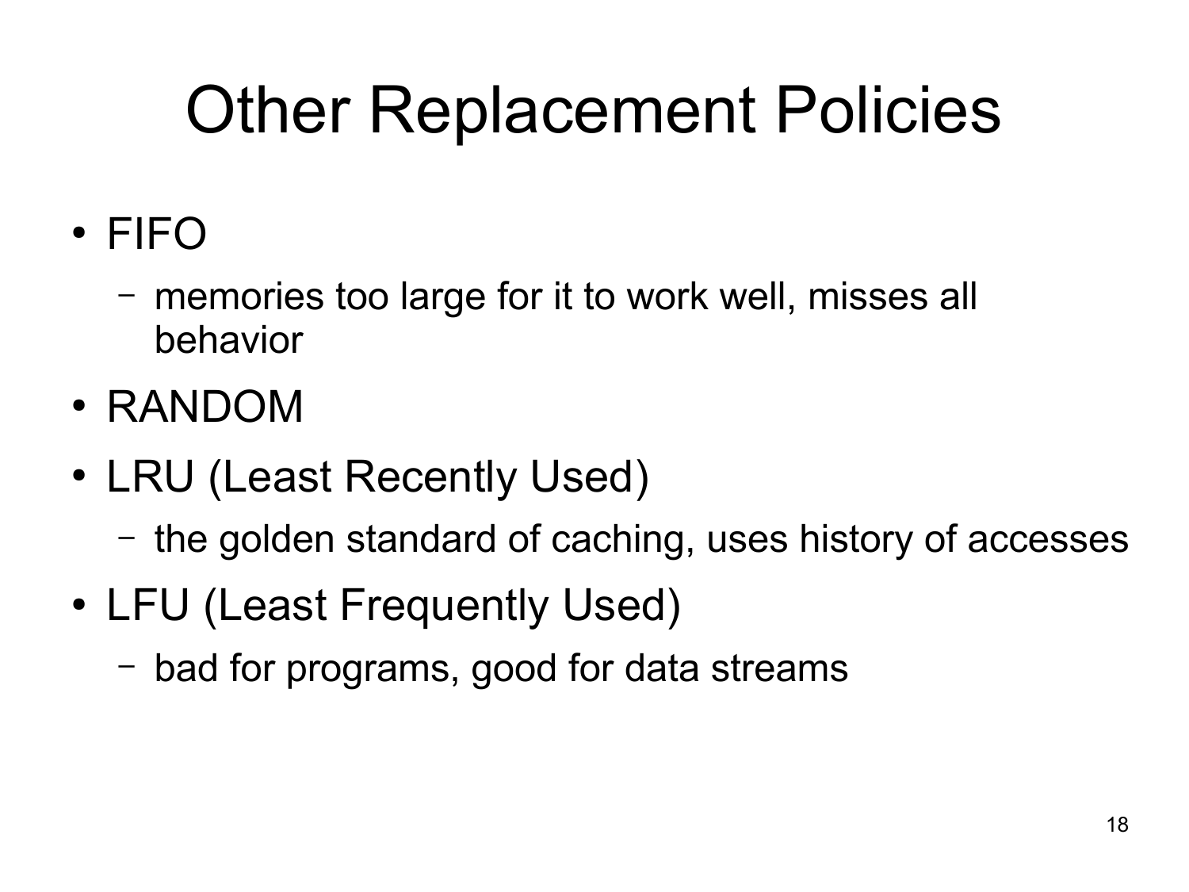# Other Replacement Policies

- FIFO
  - memories too large for it to work well, misses all behavior
- RANDOM
- LRU (Least Recently Used)
  - the golden standard of caching, uses history of accesses
- LFU (Least Frequently Used)
  - bad for programs, good for data streams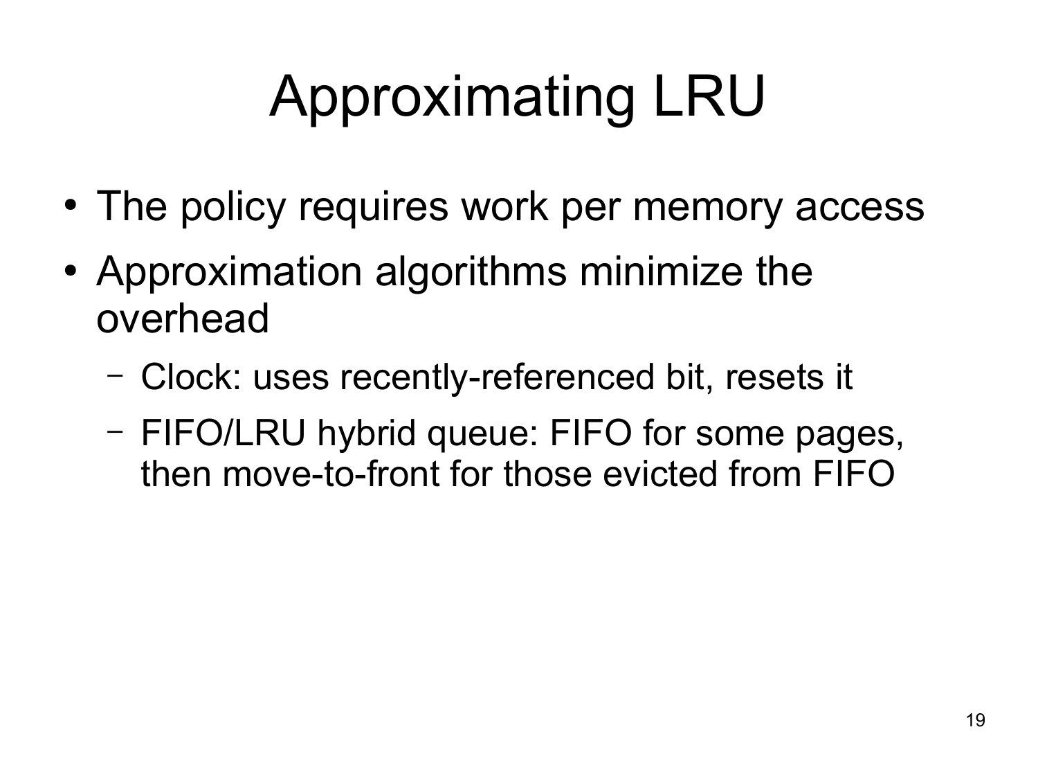# Approximating LRU

- The policy requires work per memory access
- Approximation algorithms minimize the overhead
  - Clock: uses recently-referenced bit, resets it
  - FIFO/LRU hybrid queue: FIFO for some pages, then move-to-front for those evicted from FIFO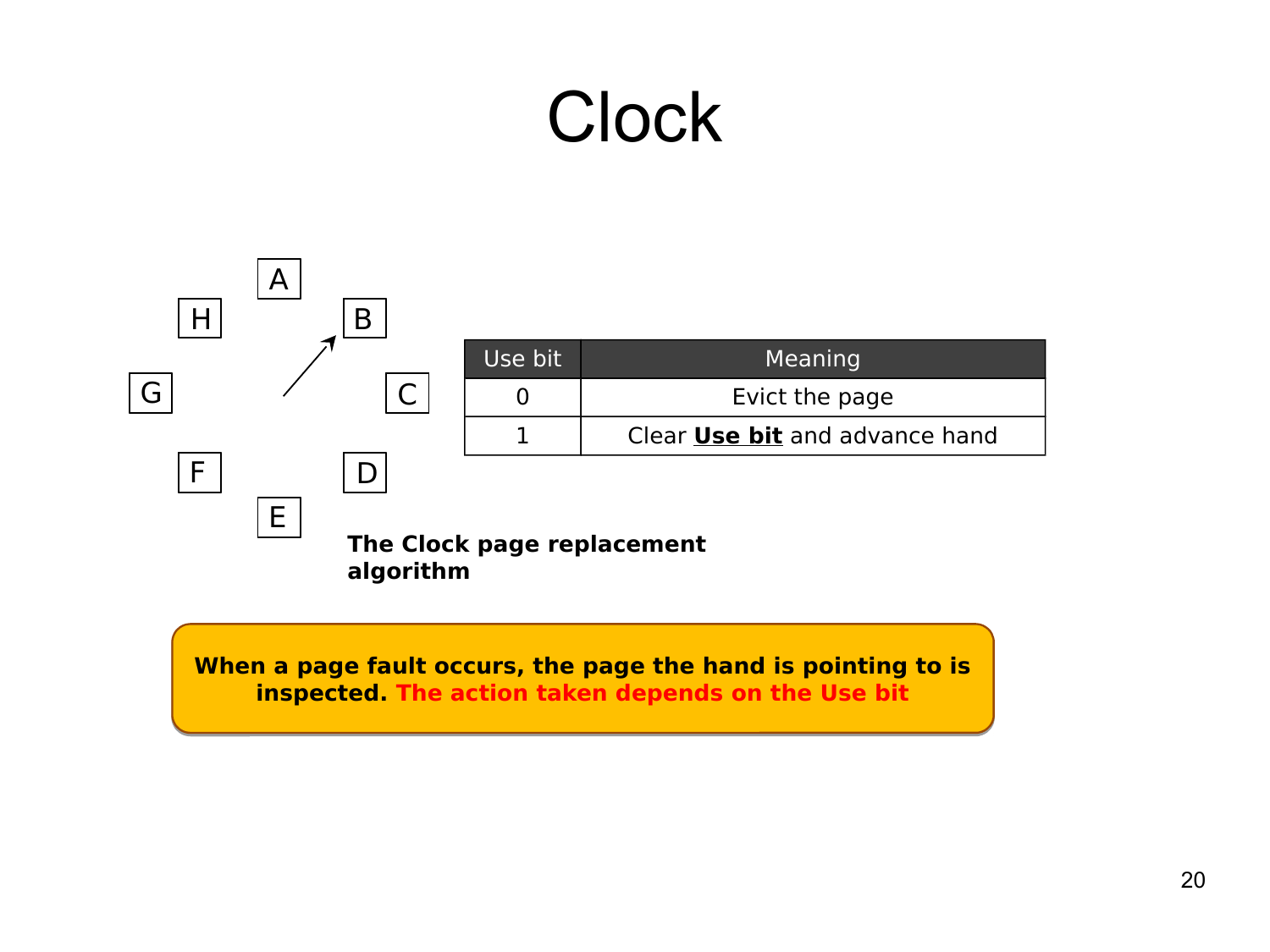# Clock

A

H B

G C

F D

E

| Use bit | Meaning |
| --- | --- |
| 0 | Evict the page |
| 1 | Clear **Use bit** and advance hand |

**The Clock page replacement algorithm**

**When a page fault occurs, the page the hand is pointing to is inspected. The action taken depends on the Use bit**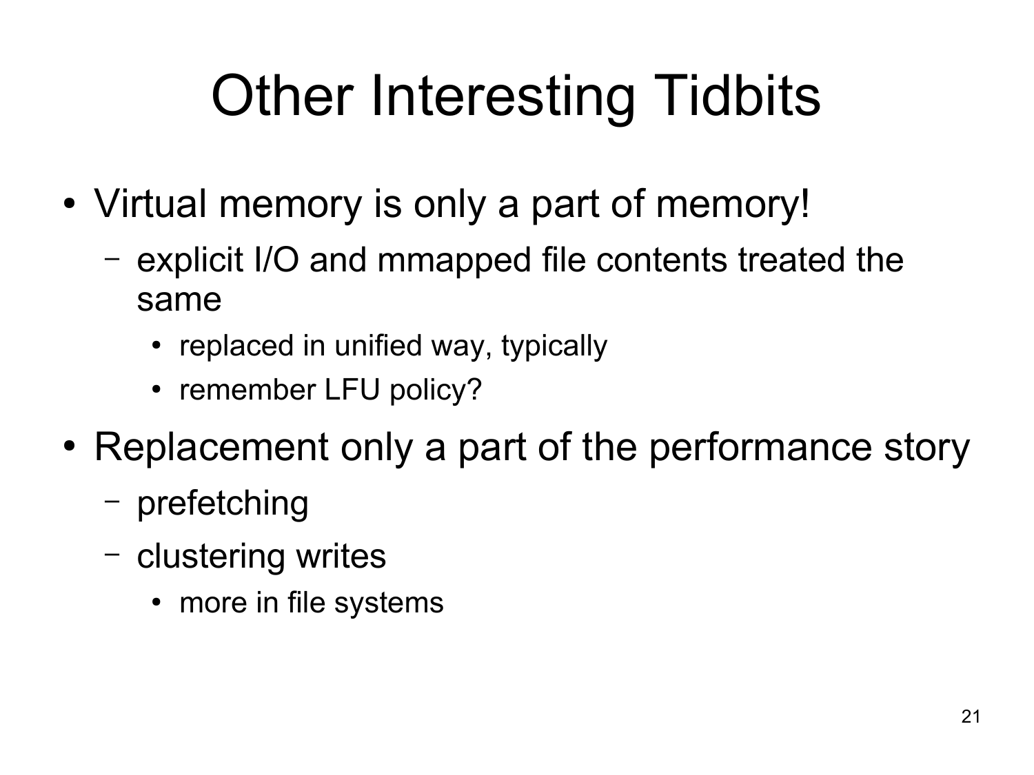# Other Interesting Tidbits

- Virtual memory is only a part of memory!
  - explicit I/O and mmapped file contents treated the same
    - replaced in unified way, typically
    - remember LFU policy?
- Replacement only a part of the performance story
  - prefetching
  - clustering writes
    - more in file systems